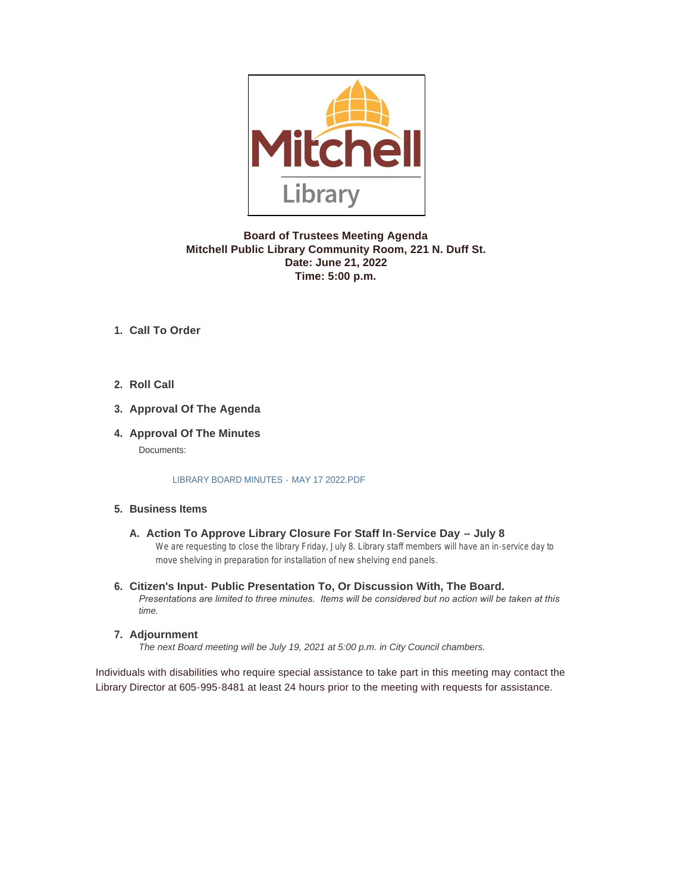Mitchell Library

**Board of Trustees Meeting Agenda**
**Mitchell Public Library Community Room, 221 N. Duff St.**
**Date: June 21, 2022**
**Time: 5:00 p.m.**

1. **Call To Order**

2. **Roll Call**

3. **Approval Of The Agenda**

4. **Approval Of The Minutes**

   Documents:

   LIBRARY BOARD MINUTES - MAY 17 2022.PDF

5. **Business Items**

   A. **Action To Approve Library Closure For Staff In-Service Day -- July 8**

   We are requesting to close the library Friday, July 8. Library staff members will have an in-service day to move shelving in preparation for installation of new shelving end panels.

6. **Citizen's Input- Public Presentation To, Or Discussion With, The Board.**

   *Presentations are limited to three minutes. Items will be considered but no action will be taken at this time.*

7. **Adjournment**

   *The next Board meeting will be July 19, 2021 at 5:00 p.m. in City Council chambers.*

Individuals with disabilities who require special assistance to take part in this meeting may contact the Library Director at 605-995-8481 at least 24 hours prior to the meeting with requests for assistance.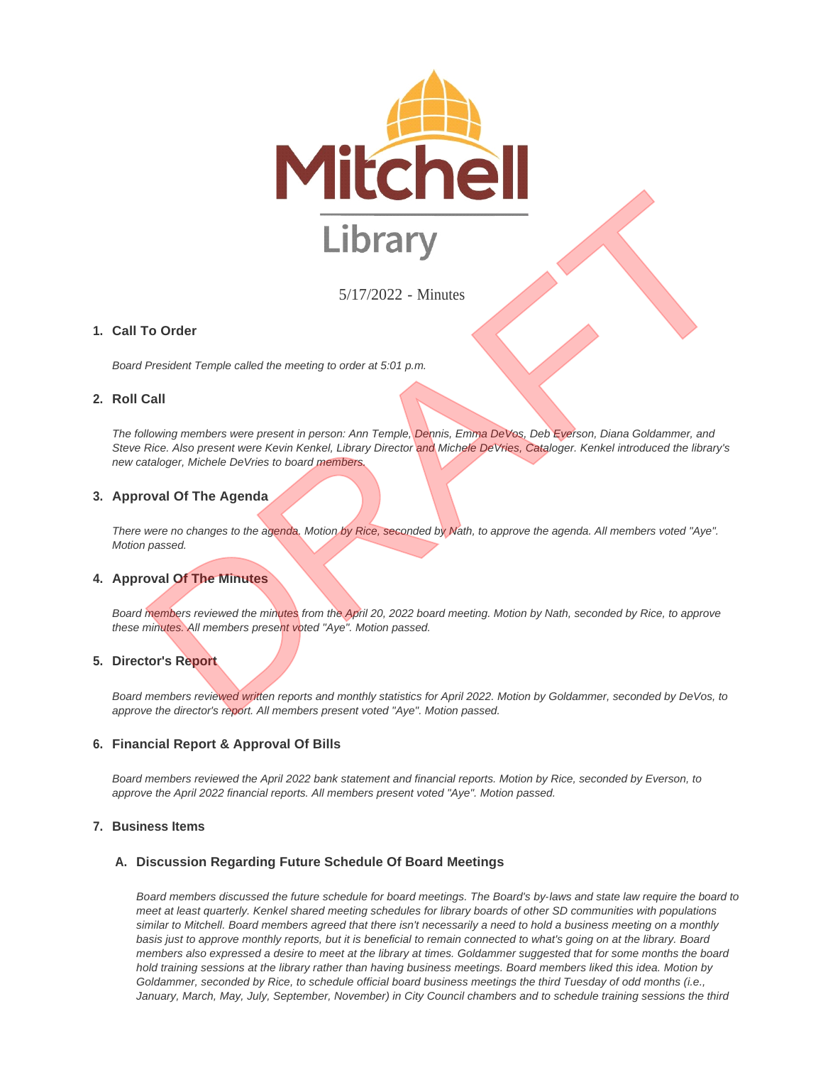Mitchell Library

5/17/2022 - Minutes

## 1. Call To Order

*Board President Temple called the meeting to order at 5:01 p.m.*

## 2. Roll Call

*The following members were present in person: Ann Temple, Dennis, Emma DeVos, Deb Everson, Diana Goldammer, and Steve Rice. Also present were Kevin Kenkel, Library Director and Michele DeVries, Cataloger. Kenkel introduced the library's new cataloger, Michele DeVries to board members.*

## 3. Approval Of The Agenda

*There were no changes to the agenda. Motion by Rice, seconded by Nath, to approve the agenda. All members voted "Aye". Motion passed.*

## 4. Approval Of The Minutes

*Board members reviewed the minutes from the April 20, 2022 board meeting. Motion by Nath, seconded by Rice, to approve these minutes. All members present voted "Aye". Motion passed.*

## 5. Director's Report

*Board members reviewed written reports and monthly statistics for April 2022. Motion by Goldammer, seconded by DeVos, to approve the director's report. All members present voted "Aye". Motion passed.*

## 6. Financial Report & Approval Of Bills

*Board members reviewed the April 2022 bank statement and financial reports. Motion by Rice, seconded by Everson, to approve the April 2022 financial reports. All members present voted "Aye". Motion passed.*

## 7. Business Items

### A. Discussion Regarding Future Schedule Of Board Meetings

*Board members discussed the future schedule for board meetings. The Board's by-laws and state law require the board to meet at least quarterly. Kenkel shared meeting schedules for library boards of other SD communities with populations similar to Mitchell. Board members agreed that there isn't necessarily a need to hold a business meeting on a monthly basis just to approve monthly reports, but it is beneficial to remain connected to what's going on at the library. Board members also expressed a desire to meet at the library at times. Goldammer suggested that for some months the board hold training sessions at the library rather than having business meetings. Board members liked this idea. Motion by Goldammer, seconded by Rice, to schedule official board business meetings the third Tuesday of odd months (i.e., January, March, May, July, September, November) in City Council chambers and to schedule training sessions the third*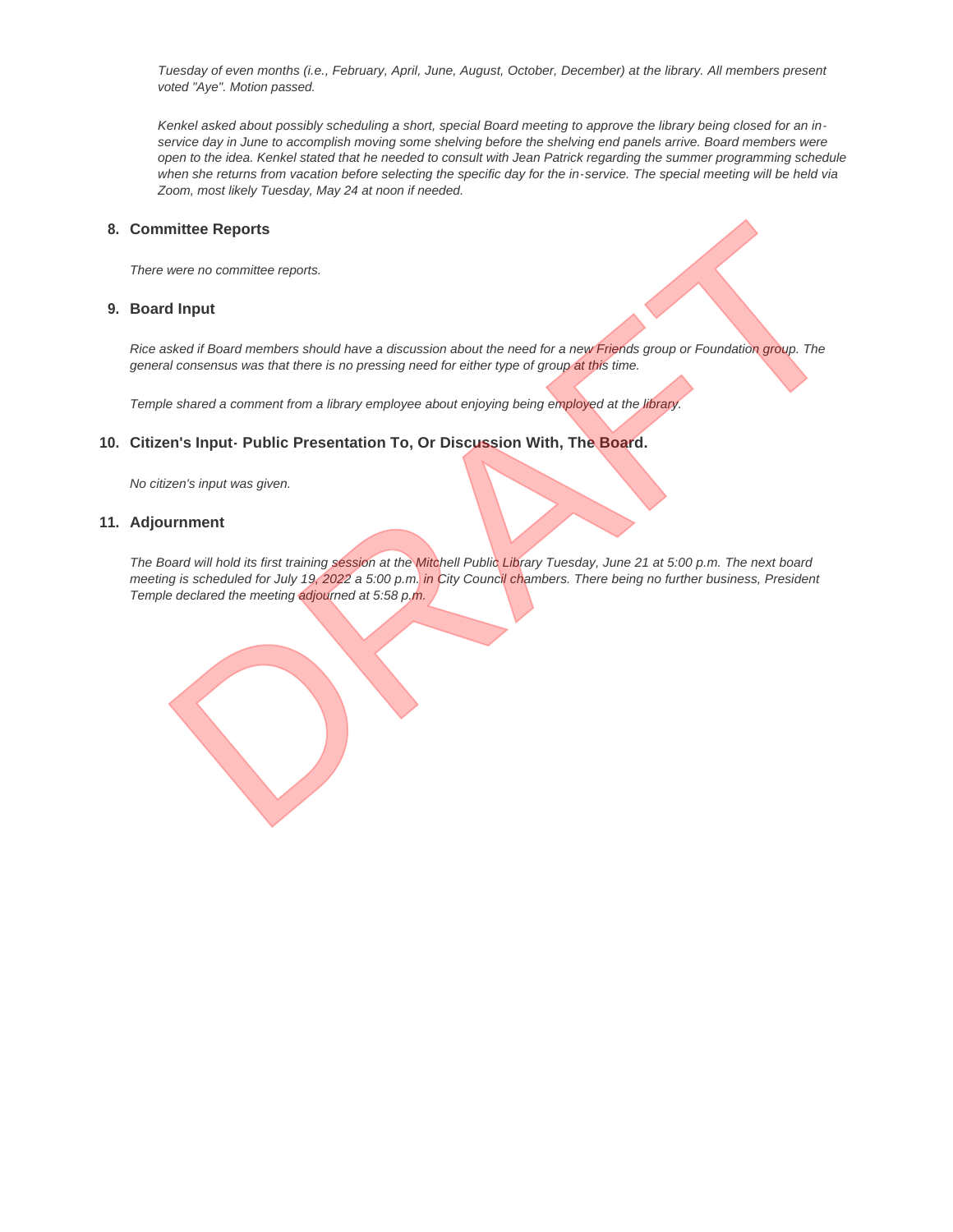*Tuesday of even months (i.e., February, April, June, August, October, December) at the library. All members present voted "Aye". Motion passed.*

*Kenkel asked about possibly scheduling a short, special Board meeting to approve the library being closed for an in-service day in June to accomplish moving some shelving before the shelving end panels arrive. Board members were open to the idea. Kenkel stated that he needed to consult with Jean Patrick regarding the summer programming schedule when she returns from vacation before selecting the specific day for the in-service. The special meeting will be held via Zoom, most likely Tuesday, May 24 at noon if needed.*

## 8. Committee Reports

*There were no committee reports.*

## 9. Board Input

*Rice asked if Board members should have a discussion about the need for a new Friends group or Foundation group. The general consensus was that there is no pressing need for either type of group at this time.*

*Temple shared a comment from a library employee about enjoying being employed at the library.*

## 10. Citizen's Input- Public Presentation To, Or Discussion With, The Board.

*No citizen's input was given.*

## 11. Adjournment

*The Board will hold its first training session at the Mitchell Public Library Tuesday, June 21 at 5:00 p.m. The next board meeting is scheduled for July 19, 2022 a 5:00 p.m. in City Council chambers. There being no further business, President Temple declared the meeting adjourned at 5:58 p.m.*